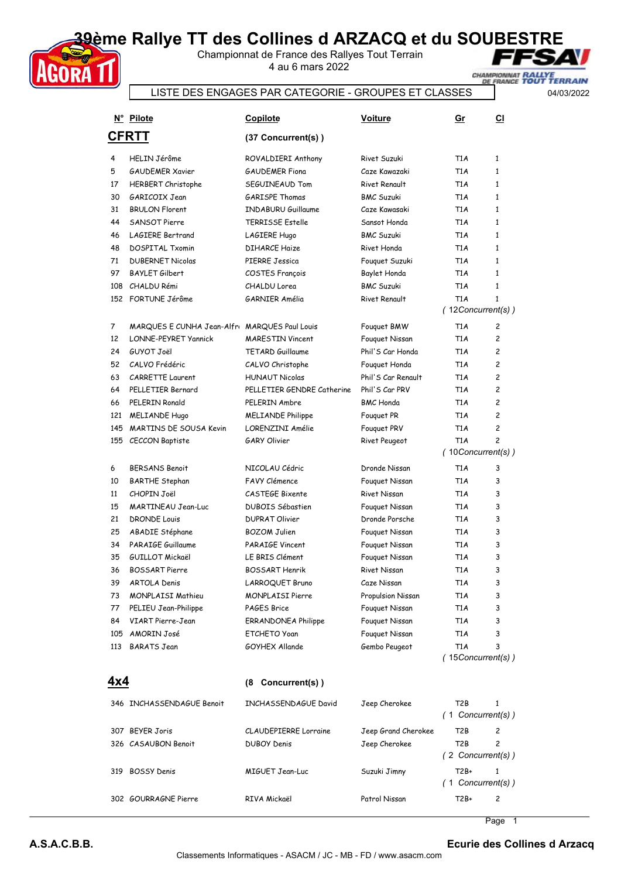# 39ème Rallye TT des Collines d ARZACQ et du SOUBESTRE

Championnat de France des Rallyes Tout Terrain
4 au 6 mars 2022

LISTE DES ENGAGES PAR CATEGORIE - GROUPES ET CLASSES

04/03/2022

| N° | Pilote | Copilote | Voiture | Gr | Cl |
|---|---|---|---|---|---|
| **CFRTT** | | **(37 Concurrent(s) )** | | | |
| 4 | HELIN Jérôme | ROVALDIERI Anthony | Rivet Suzuki | T1A | 1 |
| 5 | GAUDEMER Xavier | GAUDEMER Fiona | Caze Kawazaki | T1A | 1 |
| 17 | HERBERT Christophe | SEGUINEAUD Tom | Rivet Renault | T1A | 1 |
| 30 | GARICOIX Jean | GARISPE Thomas | BMC Suzuki | T1A | 1 |
| 31 | BRULON Florent | INDABURU Guillaume | Caze Kawasaki | T1A | 1 |
| 44 | SANSOT Pierre | TERRISSE Estelle | Sansot Honda | T1A | 1 |
| 46 | LAGIERE Bertrand | LAGIERE Hugo | BMC Suzuki | T1A | 1 |
| 48 | DOSPITAL Txomin | DIHARCE Haize | Rivet Honda | T1A | 1 |
| 71 | DUBERNET Nicolas | PIERRE Jessica | Fouquet Suzuki | T1A | 1 |
| 97 | BAYLET Gilbert | COSTES François | Baylet Honda | T1A | 1 |
| 108 | CHALDU Rémi | CHALDU Lorea | BMC Suzuki | T1A | 1 |
| 152 | FORTUNE Jérôme | GARNIER Amélia | Rivet Renault | T1A | 1 |
| | | | | *( 12Concurrent(s) )* | |
| 7 | MARQUES E CUNHA Jean-Alfr | MARQUES Paul Louis | Fouquet BMW | T1A | 2 |
| 12 | LONNE-PEYRET Yannick | MARESTIN Vincent | Fouquet Nissan | T1A | 2 |
| 24 | GUYOT Joël | TETARD Guillaume | Phil'S Car Honda | T1A | 2 |
| 52 | CALVO Frédéric | CALVO Christophe | Fouquet Honda | T1A | 2 |
| 63 | CARRETTE Laurent | HUNAUT Nicolas | Phil'S Car Renault | T1A | 2 |
| 64 | PELLETIER Bernard | PELLETIER GENDRE Catherine | Phil'S Car PRV | T1A | 2 |
| 66 | PELERIN Ronald | PELERIN Ambre | BMC Honda | T1A | 2 |
| 121 | MELIANDE Hugo | MELIANDE Philippe | Fouquet PR | T1A | 2 |
| 145 | MARTINS DE SOUSA Kevin | LORENZINI Amélie | Fouquet PRV | T1A | 2 |
| 155 | CECCON Baptiste | GARY Olivier | Rivet Peugeot | T1A | 2 |
| | | | | *( 10Concurrent(s) )* | |
| 6 | BERSANS Benoit | NICOLAU Cédric | Dronde Nissan | T1A | 3 |
| 10 | BARTHE Stephan | FAVY Clémence | Fouquet Nissan | T1A | 3 |
| 11 | CHOPIN Joël | CASTEGE Bixente | Rivet Nissan | T1A | 3 |
| 15 | MARTINEAU Jean-Luc | DUBOIS Sébastien | Fouquet Nissan | T1A | 3 |
| 21 | DRONDE Louis | DUPRAT Olivier | Dronde Porsche | T1A | 3 |
| 25 | ABADIE Stéphane | BOZOM Julien | Fouquet Nissan | T1A | 3 |
| 34 | PARAIGE Guillaume | PARAIGE Vincent | Fouquet Nissan | T1A | 3 |
| 35 | GUILLOT Mickaël | LE BRIS Clément | Fouquet Nissan | T1A | 3 |
| 36 | BOSSART Pierre | BOSSART Henrik | Rivet Nissan | T1A | 3 |
| 39 | ARTOLA Denis | LARROQUET Bruno | Caze Nissan | T1A | 3 |
| 73 | MONPLAISI Mathieu | MONPLAISI Pierre | Propulsion Nissan | T1A | 3 |
| 77 | PELIEU Jean-Philippe | PAGES Brice | Fouquet Nissan | T1A | 3 |
| 84 | VIART Pierre-Jean | ERRANDONEA Philippe | Fouquet Nissan | T1A | 3 |
| 105 | AMORIN José | ETCHETO Yoan | Fouquet Nissan | T1A | 3 |
| 113 | BARATS Jean | GOYHEX Allande | Gembo Peugeot | T1A | 3 |
| | | | | *( 15Concurrent(s) )* | |
| **4x4** | | **(8 Concurrent(s) )** | | | |
| 346 | INCHASSENDAGUE Benoit | INCHASSENDAGUE David | Jeep Cherokee | T2B | 1 |
| | | | | *( 1 Concurrent(s) )* | |
| 307 | BEYER Joris | CLAUDEPIERRE Lorraine | Jeep Grand Cherokee | T2B | 2 |
| 326 | CASAUBON Benoit | DUBOY Denis | Jeep Cherokee | T2B | 2 |
| | | | | *( 2 Concurrent(s) )* | |
| 319 | BOSSY Denis | MIGUET Jean-Luc | Suzuki Jimny | T2B+ | 1 |
| | | | | *( 1 Concurrent(s) )* | |
| 302 | GOURRAGNE Pierre | RIVA Mickaël | Patrol Nissan | T2B+ | 2 |

A.S.A.C.B.B. — Ecurie des Collines d Arzacq

Classements Informatiques - ASACM / JC - MB - FD / www.asacm.com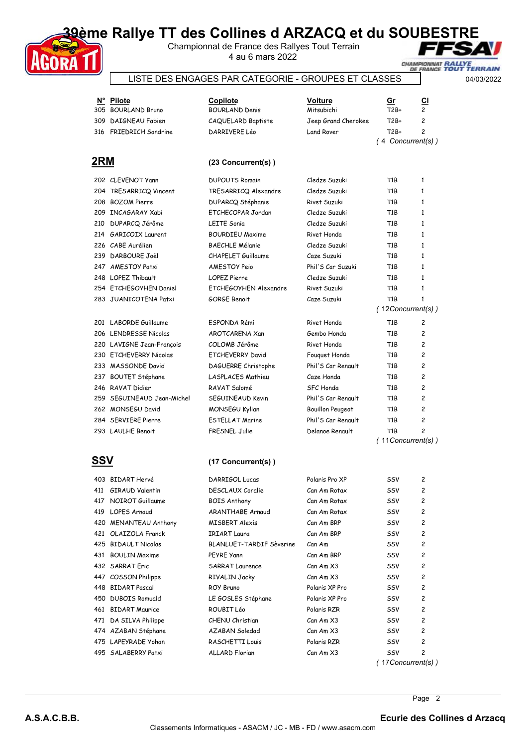# 39ème Rallye TT des Collines d ARZACQ et du SOUBESTRE

Championnat de France des Rallyes Tout Terrain
4 au 6 mars 2022

LISTE DES ENGAGES PAR CATEGORIE - GROUPES ET CLASSES

04/03/2022

| N° | Pilote | Copilote | Voiture | Gr | Cl |
|---|---|---|---|---|---|
| 305 | BOURLAND Bruno | BOURLAND Denis | Mitsubichi | T2B+ | 2 |
| 309 | DAIGNEAU Fabien | CAQUELARD Baptiste | Jeep Grand Cherokee | T2B+ | 2 |
| 316 | FRIEDRICH Sandrine | DARRIVERE Léo | Land Rover | T2B+ | 2 |

( 4 Concurrent(s) )

## 2RM

**(23 Concurrent(s) )**

| N° | Pilote | Copilote | Voiture | Gr | Cl |
|---|---|---|---|---|---|
| 202 | CLEVENOT Yann | DUPOUTS Romain | Cledze Suzuki | T1B | 1 |
| 204 | TRESARRICQ Vincent | TRESARRICQ Alexandre | Cledze Suzuki | T1B | 1 |
| 208 | BOZOM Pierre | DUPARCQ Stéphanie | Rivet Suzuki | T1B | 1 |
| 209 | INCAGARAY Xabi | ETCHECOPAR Jordan | Cledze Suzuki | T1B | 1 |
| 210 | DUPARCQ Jérôme | LEITE Sonia | Cledze Suzuki | T1B | 1 |
| 214 | GARICOIX Laurent | BOURDIEU Maxime | Rivet Honda | T1B | 1 |
| 226 | CABE Aurélien | BAECHLE Mélanie | Cledze Suzuki | T1B | 1 |
| 239 | DARBOURE Joël | CHAPELET Guillaume | Caze Suzuki | T1B | 1 |
| 247 | AMESTOY Patxi | AMESTOY Peio | Phil'S Car Suzuki | T1B | 1 |
| 248 | LOPEZ Thibault | LOPEZ Pierre | Cledze Suzuki | T1B | 1 |
| 254 | ETCHEGOYHEN Daniel | ETCHEGOYHEN Alexandre | Rivet Suzuki | T1B | 1 |
| 283 | JUANICOTENA Patxi | GORGE Benoit | Caze Suzuki | T1B | 1 |

( 12Concurrent(s) )

| N° | Pilote | Copilote | Voiture | Gr | Cl |
|---|---|---|---|---|---|
| 201 | LABORDE Guillaume | ESPONDA Rémi | Rivet Honda | T1B | 2 |
| 206 | LENDRESSE Nicolas | AROTCARENA Xan | Gembo Honda | T1B | 2 |
| 220 | LAVIGNE Jean-François | COLOMB Jérôme | Rivet Honda | T1B | 2 |
| 230 | ETCHEVERRY Nicolas | ETCHEVERRY David | Fouquet Honda | T1B | 2 |
| 233 | MASSONDE David | DAGUERRE Christophe | Phil'S Car Renault | T1B | 2 |
| 237 | BOUTET Stéphane | LASPLACES Mathieu | Caze Honda | T1B | 2 |
| 246 | RAVAT Didier | RAVAT Salomé | SFC Honda | T1B | 2 |
| 259 | SEGUINEAUD Jean-Michel | SEGUINEAUD Kevin | Phil'S Car Renault | T1B | 2 |
| 262 | MONSEGU David | MONSEGU Kylian | Bouillon Peugeot | T1B | 2 |
| 284 | SERVIERE Pierre | ESTELLAT Marine | Phil'S Car Renault | T1B | 2 |
| 293 | LAULHE Benoit | FRESNEL Julie | Delanoe Renault | T1B | 2 |

( 11Concurrent(s) )

## SSV

**(17 Concurrent(s) )**

| N° | Pilote | Copilote | Voiture | Gr | Cl |
|---|---|---|---|---|---|
| 403 | BIDART Hervé | DARRIGOL Lucas | Polaris Pro XP | SSV | 2 |
| 411 | GIRAUD Valentin | DESCLAUX Coralie | Can Am Rotax | SSV | 2 |
| 417 | NOIROT Guillaume | BOIS Anthony | Can Am Rotax | SSV | 2 |
| 419 | LOPES Arnaud | ARANTHABE Arnaud | Can Am Rotax | SSV | 2 |
| 420 | MENANTEAU Anthony | MISBERT Alexis | Can Am BRP | SSV | 2 |
| 421 | OLAIZOLA Franck | IRIART Laura | Can Am BRP | SSV | 2 |
| 425 | BIDAULT Nicolas | BLANLUET-TARDIF Sèverine | Can Am | SSV | 2 |
| 431 | BOULIN Maxime | PEYRE Yann | Can Am BRP | SSV | 2 |
| 432 | SARRAT Eric | SARRAT Laurence | Can Am X3 | SSV | 2 |
| 447 | COSSON Philippe | RIVALIN Jacky | Can Am X3 | SSV | 2 |
| 448 | BIDART Pascal | ROY Bruno | Polaris XP Pro | SSV | 2 |
| 450 | DUBOIS Romuald | LE GOSLES Stéphane | Polaris XP Pro | SSV | 2 |
| 461 | BIDART Maurice | ROUBIT Léo | Polaris RZR | SSV | 2 |
| 471 | DA SILVA Philippe | CHENU Christian | Can Am X3 | SSV | 2 |
| 474 | AZABAN Stéphane | AZABAN Soledad | Can Am X3 | SSV | 2 |
| 475 | LAPEYRADE Yohan | RASCHETTI Louis | Polaris RZR | SSV | 2 |
| 495 | SALABERRY Patxi | ALLARD Florian | Can Am X3 | SSV | 2 |

( 17Concurrent(s) )

A.S.A.C.B.B.

Ecurie des Collines d Arzacq

Classements Informatiques - ASACM / JC - MB - FD / www.asacm.com